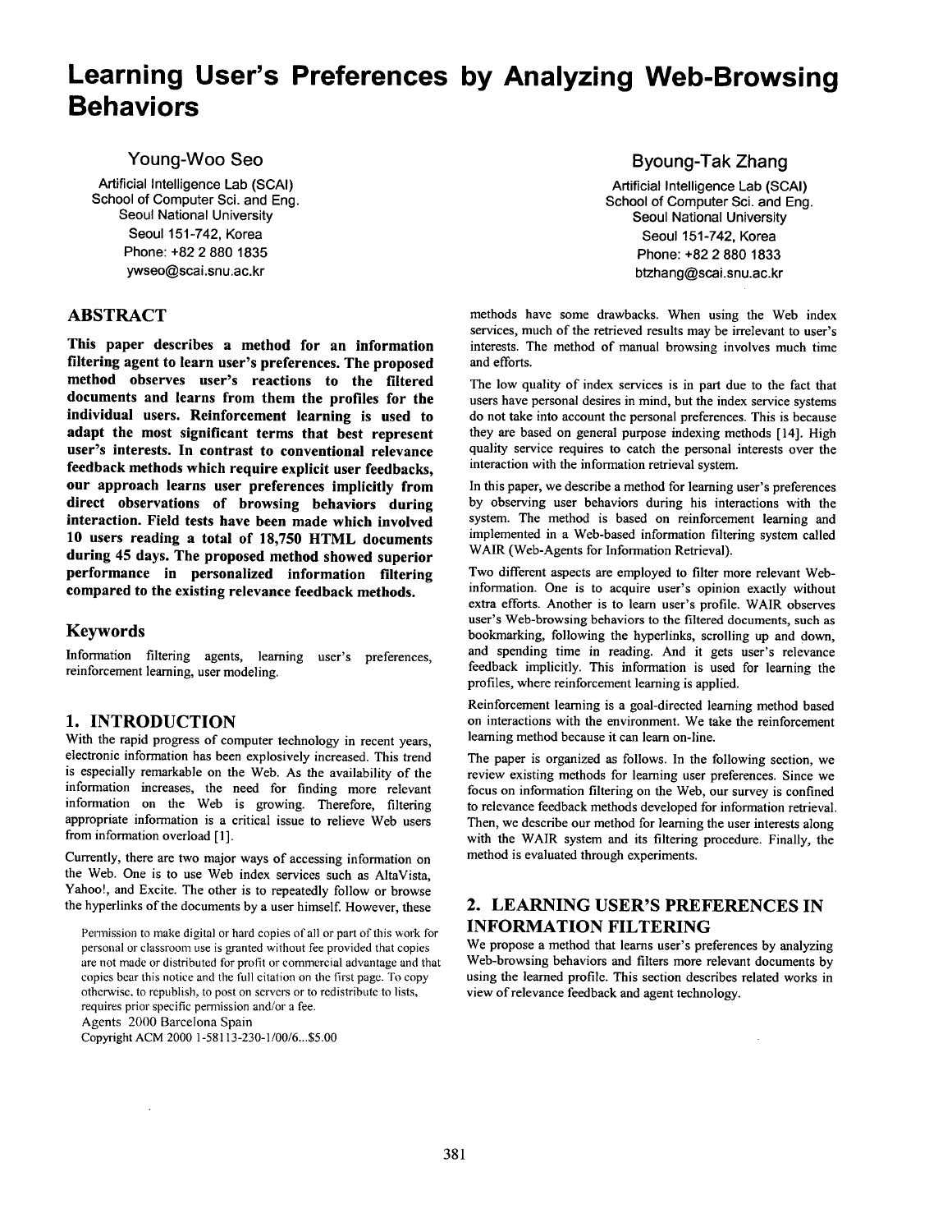# Learning User's Preferences by Analyzing Web-Browsing Behaviors

Young-Woo Seo
Artificial Intelligence Lab (SCAI)
School of Computer Sci. and Eng.
Seoul National University
Seoul 151-742, Korea
Phone: +82 2 880 1835
ywseo@scai.snu.ac.kr

Byoung-Tak Zhang
Artificial Intelligence Lab (SCAI)
School of Computer Sci. and Eng.
Seoul National University
Seoul 151-742, Korea
Phone: +82 2 880 1833
btzhang@scai.snu.ac.kr

## ABSTRACT

**This paper describes a method for an information filtering agent to learn user's preferences. The proposed method observes user's reactions to the filtered documents and learns from them the profiles for the individual users. Reinforcement learning is used to adapt the most significant terms that best represent user's interests. In contrast to conventional relevance feedback methods which require explicit user feedbacks, our approach learns user preferences implicitly from direct observations of browsing behaviors during interaction. Field tests have been made which involved 10 users reading a total of 18,750 HTML documents during 45 days. The proposed method showed superior performance in personalized information filtering compared to the existing relevance feedback methods.**

### Keywords

Information filtering agents, learning user's preferences, reinforcement learning, user modeling.

## 1. INTRODUCTION

With the rapid progress of computer technology in recent years, electronic information has been explosively increased. This trend is especially remarkable on the Web. As the availability of the information increases, the need for finding more relevant information on the Web is growing. Therefore, filtering appropriate information is a critical issue to relieve Web users from information overload [1].

Currently, there are two major ways of accessing information on the Web. One is to use Web index services such as AltaVista, Yahoo!, and Excite. The other is to repeatedly follow or browse the hyperlinks of the documents by a user himself. However, these methods have some drawbacks. When using the Web index services, much of the retrieved results may be irrelevant to user's interests. The method of manual browsing involves much time and efforts.

The low quality of index services is in part due to the fact that users have personal desires in mind, but the index service systems do not take into account the personal preferences. This is because they are based on general purpose indexing methods [14]. High quality service requires to catch the personal interests over the interaction with the information retrieval system.

In this paper, we describe a method for learning user's preferences by observing user behaviors during his interactions with the system. The method is based on reinforcement learning and implemented in a Web-based information filtering system called WAIR (Web-Agents for Information Retrieval).

Two different aspects are employed to filter more relevant Web-information. One is to acquire user's opinion exactly without extra efforts. Another is to learn user's profile. WAIR observes user's Web-browsing behaviors to the filtered documents, such as bookmarking, following the hyperlinks, scrolling up and down, and spending time in reading. And it gets user's relevance feedback implicitly. This information is used for learning the profiles, where reinforcement learning is applied.

Reinforcement learning is a goal-directed learning method based on interactions with the environment. We take the reinforcement learning method because it can learn on-line.

The paper is organized as follows. In the following section, we review existing methods for learning user preferences. Since we focus on information filtering on the Web, our survey is confined to relevance feedback methods developed for information retrieval. Then, we describe our method for learning the user interests along with the WAIR system and its filtering procedure. Finally, the method is evaluated through experiments.

## 2. LEARNING USER'S PREFERENCES IN INFORMATION FILTERING

We propose a method that learns user's preferences by analyzing Web-browsing behaviors and filters more relevant documents by using the learned profile. This section describes related works in view of relevance feedback and agent technology.

Permission to make digital or hard copies of all or part of this work for personal or classroom use is granted without fee provided that copies are not made or distributed for profit or commercial advantage and that copies bear this notice and the full citation on the first page. To copy otherwise, to republish, to post on servers or to redistribute to lists, requires prior specific permission and/or a fee.
Agents 2000 Barcelona Spain
Copyright ACM 2000 1-58113-230-1/00/6...$5.00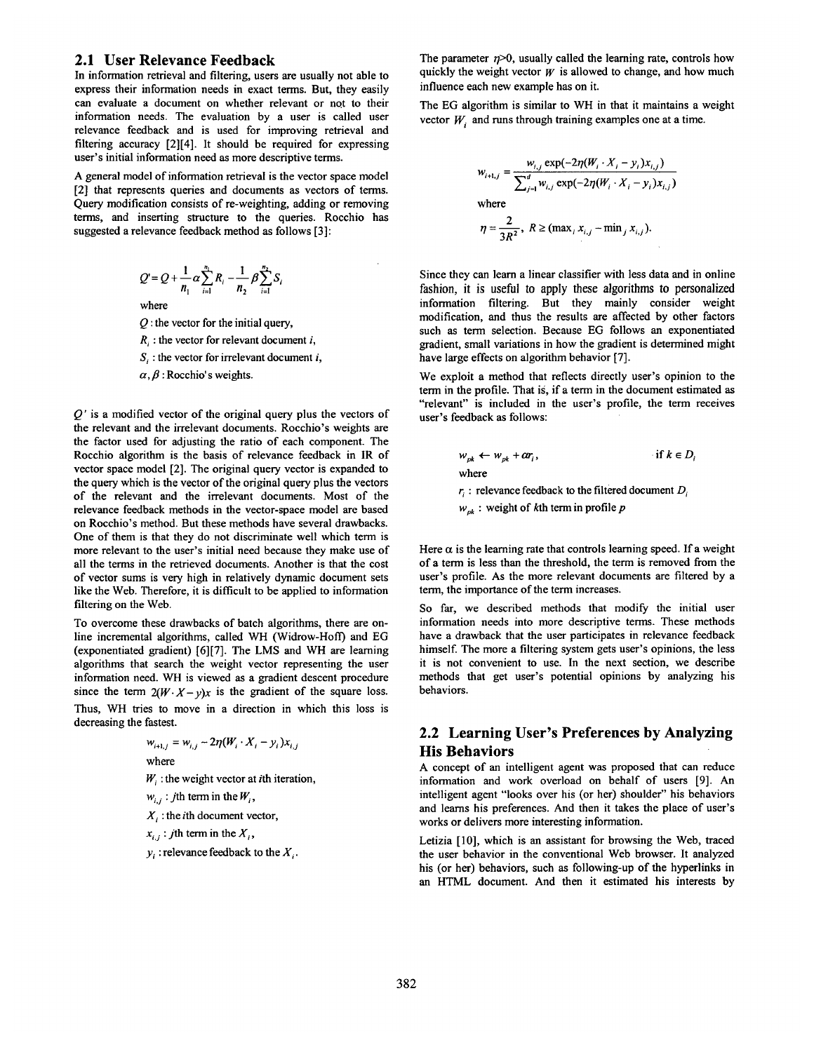## 2.1 User Relevance Feedback

In information retrieval and filtering, users are usually not able to express their information needs in exact terms. But, they easily can evaluate a document on whether relevant or not to their information needs. The evaluation by a user is called user relevance feedback and is used for improving retrieval and filtering accuracy [2][4]. It should be required for expressing user's initial information need as more descriptive terms.

A general model of information retrieval is the vector space model [2] that represents queries and documents as vectors of terms. Query modification consists of re-weighting, adding or removing terms, and inserting structure to the queries. Rocchio has suggested a relevance feedback method as follows [3]:

$$Q' = Q + \frac{1}{n_1}\alpha\sum_{i=1}^{n_1} R_i - \frac{1}{n_2}\beta\sum_{i=1}^{n_2} S_i$$

where

$Q$ : the vector for the initial query,

$R_i$ : the vector for relevant document $i$,

$S_i$ : the vector for irrelevant document $i$,

$\alpha, \beta$ : Rocchio's weights.

$Q'$ is a modified vector of the original query plus the vectors of the relevant and the irrelevant documents. Rocchio's weights are the factor used for adjusting the ratio of each component. The Rocchio algorithm is the basis of relevance feedback in IR of vector space model [2]. The original query vector is expanded to the query which is the vector of the original query plus the vectors of the relevant and the irrelevant documents. Most of the relevance feedback methods in the vector-space model are based on Rocchio's method. But these methods have several drawbacks. One of them is that they do not discriminate well which term is more relevant to the user's initial need because they make use of all the terms in the retrieved documents. Another is that the cost of vector sums is very high in relatively dynamic document sets like the Web. Therefore, it is difficult to be applied to information filtering on the Web.

To overcome these drawbacks of batch algorithms, there are on-line incremental algorithms, called WH (Widrow-Hoff) and EG (exponentiated gradient) [6][7]. The LMS and WH are learning algorithms that search the weight vector representing the user information need. WH is viewed as a gradient descent procedure since the term $2(W \cdot X - y)x$ is the gradient of the square loss. Thus, WH tries to move in a direction in which this loss is decreasing the fastest.

$$w_{i+1,j} = w_{i,j} - 2\eta(W_i \cdot X_i - y_i)x_{i,j}$$

where

$W_i$ : the weight vector at $i$th iteration,

$w_{i,j}$ : $j$th term in the $W_i$,

$X_i$ : the $i$th document vector,

$x_{i,j}$ : $j$th term in the $X_i$,

$y_i$ : relevance feedback to the $X_i$.

The parameter $\eta > 0$, usually called the learning rate, controls how quickly the weight vector $W$ is allowed to change, and how much influence each new example has on it.

The EG algorithm is similar to WH in that it maintains a weight vector $W_i$ and runs through training examples one at a time.

$$w_{i+1,j} = \frac{w_{i,j}\exp(-2\eta(W_i \cdot X_i - y_i)x_{i,j})}{\sum_{j=1}^{d} w_{i,j}\exp(-2\eta(W_i \cdot X_i - y_i)x_{i,j})}$$

where

$$\eta = \frac{2}{3R^2}, \quad R \geq (\max_j x_{i,j} - \min_j x_{i,j}).$$

Since they can learn a linear classifier with less data and in online fashion, it is useful to apply these algorithms to personalized information filtering. But they mainly consider weight modification, and thus the results are affected by other factors such as term selection. Because EG follows an exponentiated gradient, small variations in how the gradient is determined might have large effects on algorithm behavior [7].

We exploit a method that reflects directly user's opinion to the term in the profile. That is, if a term in the document estimated as "relevant" is included in the user's profile, the term receives user's feedback as follows:

$$w_{pk} \leftarrow w_{pk} + \alpha r_i, \qquad \text{if } k \in D_i$$

where

$r_i$ : relevance feedback to the filtered document $D_i$

$w_{pk}$ : weight of $k$th term in profile $p$

Here $\alpha$ is the learning rate that controls learning speed. If a weight of a term is less than the threshold, the term is removed from the user's profile. As the more relevant documents are filtered by a term, the importance of the term increases.

So far, we described methods that modify the initial user information needs into more descriptive terms. These methods have a drawback that the user participates in relevance feedback himself. The more a filtering system gets user's opinions, the less it is not convenient to use. In the next section, we describe methods that get user's potential opinions by analyzing his behaviors.

## 2.2 Learning User's Preferences by Analyzing His Behaviors

A concept of an intelligent agent was proposed that can reduce information and work overload on behalf of users [9]. An intelligent agent "looks over his (or her) shoulder" his behaviors and learns his preferences. And then it takes the place of user's works or delivers more interesting information.

Letizia [10], which is an assistant for browsing the Web, traced the user behavior in the conventional Web browser. It analyzed his (or her) behaviors, such as following-up of the hyperlinks in an HTML document. And then it estimated his interests by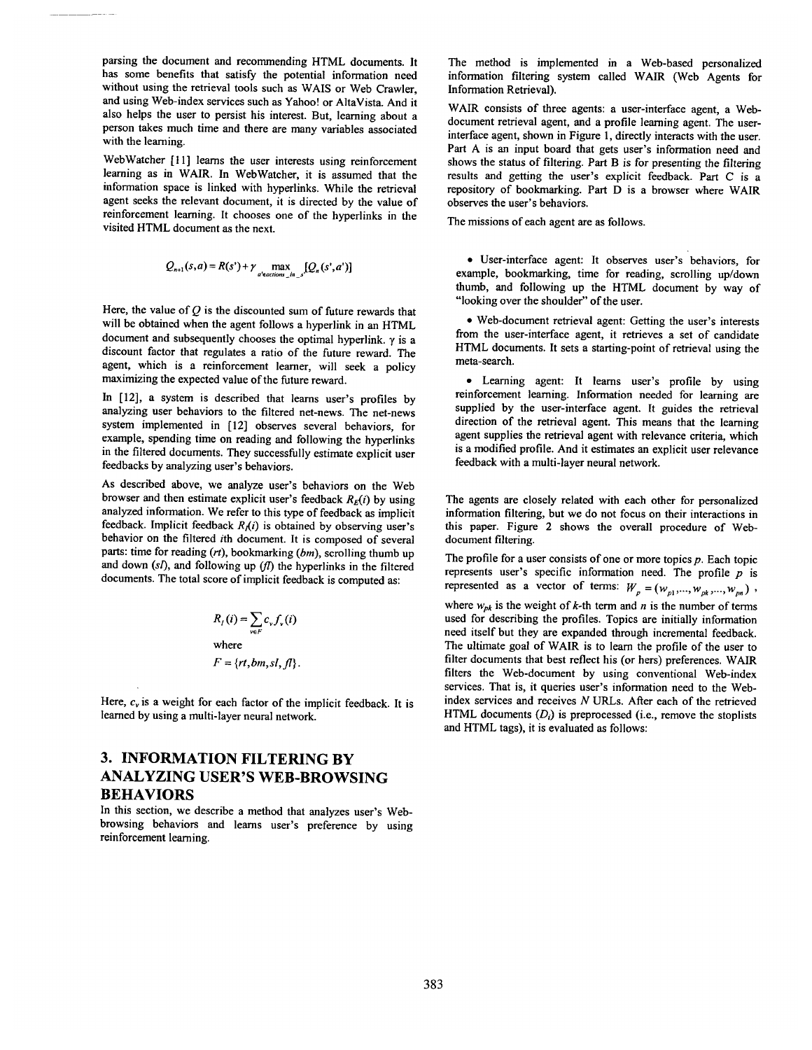parsing the document and recommending HTML documents. It has some benefits that satisfy the potential information need without using the retrieval tools such as WAIS or Web Crawler, and using Web-index services such as Yahoo! or AltaVista. And it also helps the user to persist his interest. But, learning about a person takes much time and there are many variables associated with the learning.

WebWatcher [11] learns the user interests using reinforcement learning as in WAIR. In WebWatcher, it is assumed that the information space is linked with hyperlinks. While the retrieval agent seeks the relevant document, it is directed by the value of reinforcement learning. It chooses one of the hyperlinks in the visited HTML document as the next.

$$Q_{n+1}(s,a) = R(s') + \gamma \max_{a' \in actions\_in\_s'} [Q_n(s',a')]$$

Here, the value of $Q$ is the discounted sum of future rewards that will be obtained when the agent follows a hyperlink in an HTML document and subsequently chooses the optimal hyperlink. $\gamma$ is a discount factor that regulates a ratio of the future reward. The agent, which is a reinforcement learner, will seek a policy maximizing the expected value of the future reward.

In [12], a system is described that learns user's profiles by analyzing user behaviors to the filtered net-news. The net-news system implemented in [12] observes several behaviors, for example, spending time on reading and following the hyperlinks in the filtered documents. They successfully estimate explicit user feedbacks by analyzing user's behaviors.

As described above, we analyze user's behaviors on the Web browser and then estimate explicit user's feedback $R_E(i)$ by using analyzed information. We refer to this type of feedback as implicit feedback. Implicit feedback $R_I(i)$ is obtained by observing user's behavior on the filtered $i$th document. It is composed of several parts: time for reading ($rt$), bookmarking ($bm$), scrolling thumb up and down ($sl$), and following up ($fl$) the hyperlinks in the filtered documents. The total score of implicit feedback is computed as:

$$R_I(i) = \sum_{v \in F} c_v f_v(i)$$

where

$$F = \{rt, bm, sl, fl\}.$$

Here, $c_v$ is a weight for each factor of the implicit feedback. It is learned by using a multi-layer neural network.

## 3. INFORMATION FILTERING BY ANALYZING USER'S WEB-BROWSING BEHAVIORS

In this section, we describe a method that analyzes user's Web-browsing behaviors and learns user's preference by using reinforcement learning.

The method is implemented in a Web-based personalized information filtering system called WAIR (Web Agents for Information Retrieval).

WAIR consists of three agents: a user-interface agent, a Web-document retrieval agent, and a profile learning agent. The user-interface agent, shown in Figure 1, directly interacts with the user. Part A is an input board that gets user's information need and shows the status of filtering. Part B is for presenting the filtering results and getting the user's explicit feedback. Part C is a repository of bookmarking. Part D is a browser where WAIR observes the user's behaviors.

The missions of each agent are as follows.

- User-interface agent: It observes user's behaviors, for example, bookmarking, time for reading, scrolling up/down thumb, and following up the HTML document by way of "looking over the shoulder" of the user.
- Web-document retrieval agent: Getting the user's interests from the user-interface agent, it retrieves a set of candidate HTML documents. It sets a starting-point of retrieval using the meta-search.
- Learning agent: It learns user's profile by using reinforcement learning. Information needed for learning are supplied by the user-interface agent. It guides the retrieval direction of the retrieval agent. This means that the learning agent supplies the retrieval agent with relevance criteria, which is a modified profile. And it estimates an explicit user relevance feedback with a multi-layer neural network.

The agents are closely related with each other for personalized information filtering, but we do not focus on their interactions in this paper. Figure 2 shows the overall procedure of Web-document filtering.

The profile for a user consists of one or more topics $p$. Each topic represents user's specific information need. The profile $p$ is represented as a vector of terms: $W_p = (w_{p1}, \ldots, w_{pk}, \ldots, w_{pn})$, where $w_{pk}$ is the weight of $k$-th term and $n$ is the number of terms used for describing the profiles. Topics are initially information need itself but they are expanded through incremental feedback. The ultimate goal of WAIR is to learn the profile of the user to filter documents that best reflect his (or hers) preferences. WAIR filters the Web-document by using conventional Web-index services. That is, it queries user's information need to the Web-index services and receives $N$ URLs. After each of the retrieved HTML documents ($D_i$) is preprocessed (i.e., remove the stoplists and HTML tags), it is evaluated as follows: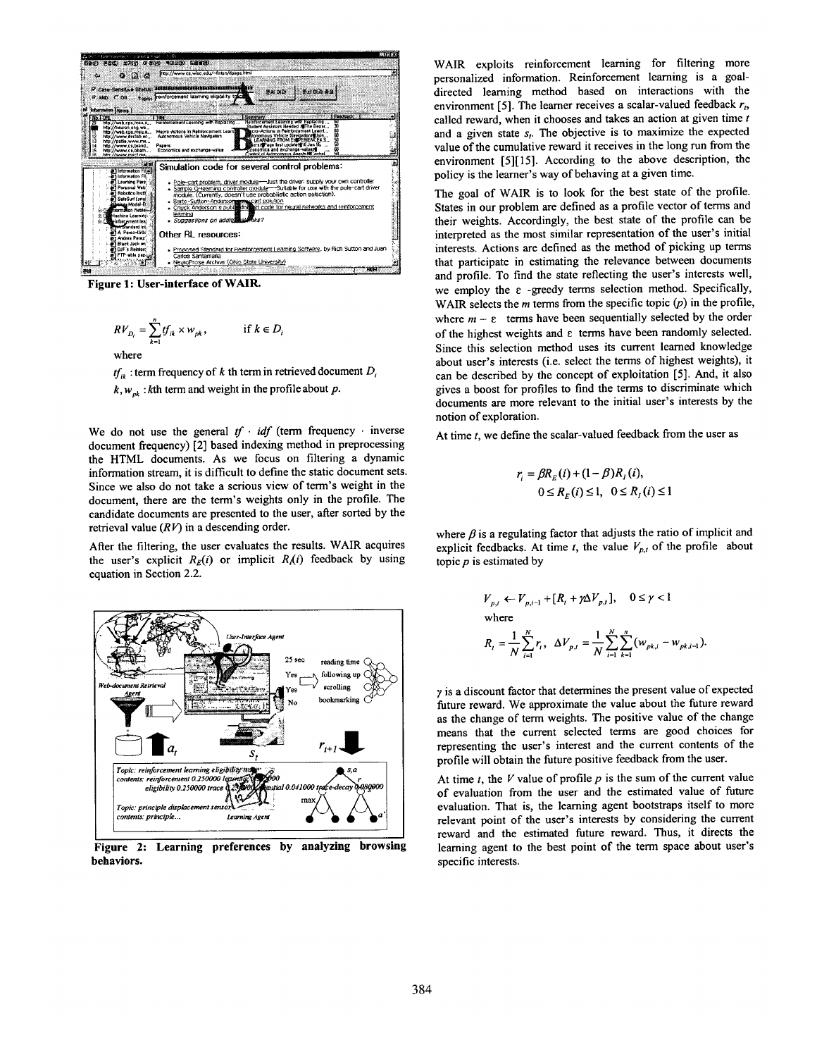Figure 1: User-interface of WAIR.

$$RV_{D_i} = \sum_{k=1}^{n} tf_{ik} \times w_{pk}, \qquad \text{if } k \in D_i$$

where

$tf_{ik}$ : term frequency of $k$ th term in retrieved document $D_i$

$k, w_{pk}$ : $k$th term and weight in the profile about $p$.

We do not use the general $tf \cdot idf$ (term frequency · inverse document frequency) [2] based indexing method in preprocessing the HTML documents. As we focus on filtering a dynamic information stream, it is difficult to define the static document sets. Since we also do not take a serious view of term's weight in the document, there are the term's weights only in the profile. The candidate documents are presented to the user, after sorted by the retrieval value ($RV$) in a descending order.

After the filtering, the user evaluates the results. WAIR acquires the user's explicit $R_E(i)$ or implicit $R_I(i)$ feedback by using equation in Section 2.2.

**Figure 2: Learning preferences by analyzing browsing behaviors.**

WAIR exploits reinforcement learning for filtering more personalized information. Reinforcement learning is a goal-directed learning method based on interactions with the environment [5]. The learner receives a scalar-valued feedback $r_t$, called reward, when it chooses and takes an action at given time $t$ and a given state $s_t$. The objective is to maximize the expected value of the cumulative reward it receives in the long run from the environment [5][15]. According to the above description, the policy is the learner's way of behaving at a given time.

The goal of WAIR is to look for the best state of the profile. States in our problem are defined as a profile vector of terms and their weights. Accordingly, the best state of the profile can be interpreted as the most similar representation of the user's initial interests. Actions are defined as the method of picking up terms that participate in estimating the relevance between documents and profile. To find the state reflecting the user's interests well, we employ the ε -greedy terms selection method. Specifically, WAIR selects the $m$ terms from the specific topic ($p$) in the profile, where $m - \varepsilon$ terms have been sequentially selected by the order of the highest weights and ε terms have been randomly selected. Since this selection method uses its current learned knowledge about user's interests (i.e. select the terms of highest weights), it can be described by the concept of exploitation [5]. And, it also gives a boost for profiles to find the terms to discriminate which documents are more relevant to the initial user's interests by the notion of exploration.

At time $t$, we define the scalar-valued feedback from the user as

$$r_i = \beta R_E(i) + (1-\beta) R_I(i),$$
$$0 \le R_E(i) \le 1, \quad 0 \le R_I(i) \le 1$$

where $\beta$ is a regulating factor that adjusts the ratio of implicit and explicit feedbacks. At time $t$, the value $V_{p,t}$ of the profile about topic $p$ is estimated by

$$V_{p,t} \leftarrow V_{p,t-1} + [R_t + \gamma \Delta V_{p,t}], \quad 0 \le \gamma < 1$$

where

$$R_t = \frac{1}{N}\sum_{i=1}^{N} r_i, \quad \Delta V_{p,t} = \frac{1}{N}\sum_{i=1}^{N}\sum_{k=1}^{n}(w_{pk,t} - w_{pk,t-1}).$$

$\gamma$ is a discount factor that determines the present value of expected future reward. We approximate the value about the future reward as the change of term weights. The positive value of the change means that the current selected terms are good choices for representing the user's interest and the current contents of the profile will obtain the future positive feedback from the user.

At time $t$, the $V$ value of profile $p$ is the sum of the current value of evaluation from the user and the estimated value of future evaluation. That is, the learning agent bootstraps itself to more relevant point of the user's interests by considering the current reward and the estimated future reward. Thus, it directs the learning agent to the best point of the term space about user's specific interests.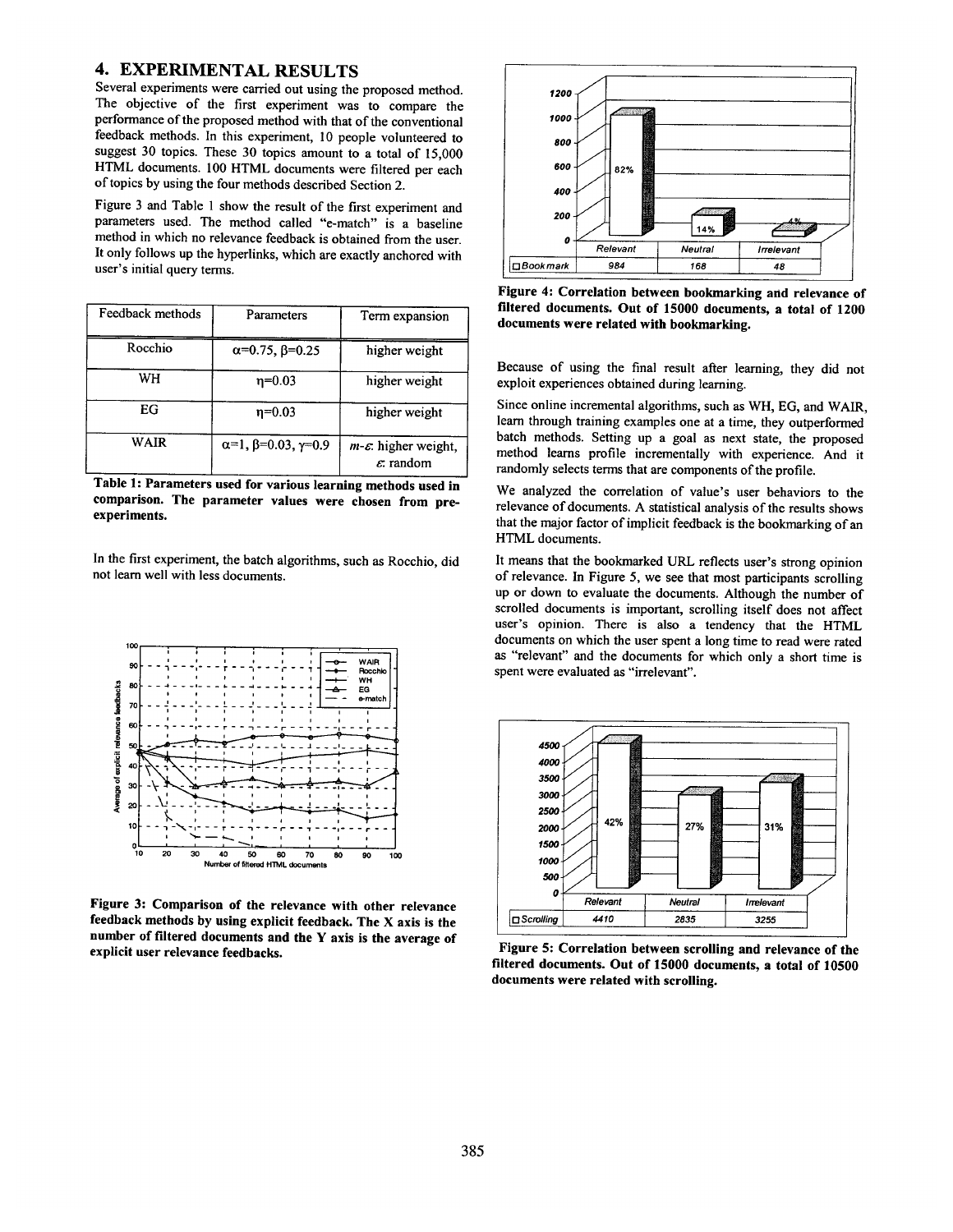## 4. EXPERIMENTAL RESULTS

Several experiments were carried out using the proposed method. The objective of the first experiment was to compare the performance of the proposed method with that of the conventional feedback methods. In this experiment, 10 people volunteered to suggest 30 topics. These 30 topics amount to a total of 15,000 HTML documents. 100 HTML documents were filtered per each of topics by using the four methods described Section 2.

Figure 3 and Table 1 show the result of the first experiment and parameters used. The method called "e-match" is a baseline method in which no relevance feedback is obtained from the user. It only follows up the hyperlinks, which are exactly anchored with user's initial query terms.

| Feedback methods | Parameters | Term expansion |
|---|---|---|
| Rocchio | $\alpha$=0.75, $\beta$=0.25 | higher weight |
| WH | $\eta$=0.03 | higher weight |
| EG | $\eta$=0.03 | higher weight |
| WAIR | $\alpha$=1, $\beta$=0.03, $\gamma$=0.9 | $m$-$\varepsilon$: higher weight, $\varepsilon$: random |

**Table 1: Parameters used for various learning methods used in comparison. The parameter values were chosen from pre-experiments.**

In the first experiment, the batch algorithms, such as Rocchio, did not learn well with less documents.

**Figure 3: Comparison of the relevance with other relevance feedback methods by using explicit feedback. The X axis is the number of filtered documents and the Y axis is the average of explicit user relevance feedbacks.**

| | Relevant | Neutral | Irrelevant |
|---|---|---|---|
| Bookmark | 984 | 168 | 48 |

**Figure 4: Correlation between bookmarking and relevance of filtered documents. Out of 15000 documents, a total of 1200 documents were related with bookmarking.**

Because of using the final result after learning, they did not exploit experiences obtained during learning.

Since online incremental algorithms, such as WH, EG, and WAIR, learn through training examples one at a time, they outperformed batch methods. Setting up a goal as next state, the proposed method learns profile incrementally with experience. And it randomly selects terms that are components of the profile.

We analyzed the correlation of value's user behaviors to the relevance of documents. A statistical analysis of the results shows that the major factor of implicit feedback is the bookmarking of an HTML documents.

It means that the bookmarked URL reflects user's strong opinion of relevance. In Figure 5, we see that most participants scrolling up or down to evaluate the documents. Although the number of scrolled documents is important, scrolling itself does not affect user's opinion. There is also a tendency that the HTML documents on which the user spent a long time to read were rated as "relevant" and the documents for which only a short time is spent were evaluated as "irrelevant".

| | Relevant | Neutral | Irrelevant |
|---|---|---|---|
| Scrolling | 4410 | 2835 | 3255 |

**Figure 5: Correlation between scrolling and relevance of the filtered documents. Out of 15000 documents, a total of 10500 documents were related with scrolling.**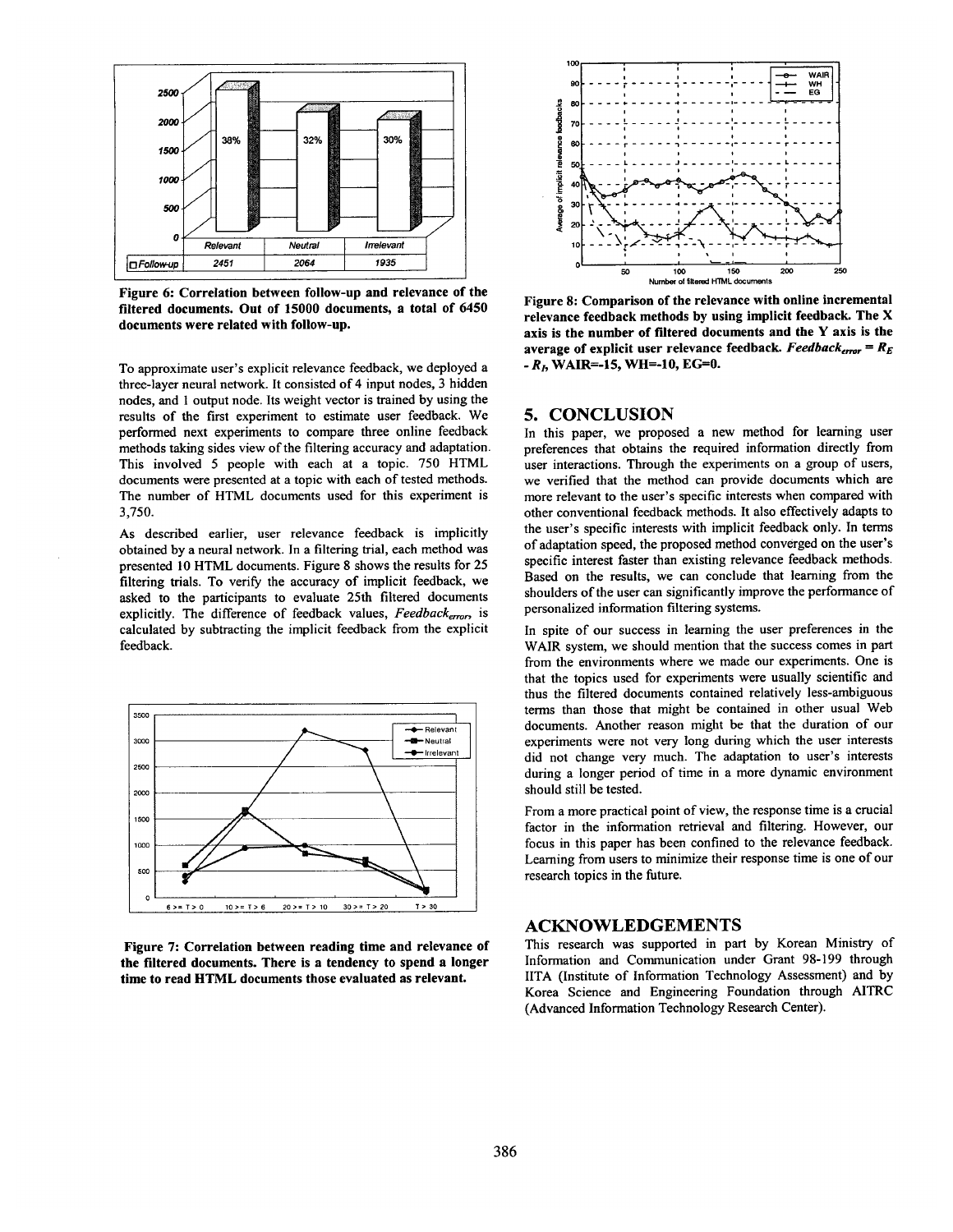Figure 6: Correlation between follow-up and relevance of the filtered documents. Out of 15000 documents, a total of 6450 documents were related with follow-up.

|  | Relevant | Neutral | Irrelevant |
|---|---|---|---|
| Follow-up | 2451 | 2064 | 1935 |

To approximate user's explicit relevance feedback, we deployed a three-layer neural network. It consisted of 4 input nodes, 3 hidden nodes, and 1 output node. Its weight vector is trained by using the results of the first experiment to estimate user feedback. We performed next experiments to compare three online feedback methods taking sides view of the filtering accuracy and adaptation. This involved 5 people with each at a topic. 750 HTML documents were presented at a topic with each of tested methods. The number of HTML documents used for this experiment is 3,750.

As described earlier, user relevance feedback is implicitly obtained by a neural network. In a filtering trial, each method was presented 10 HTML documents. Figure 8 shows the results for 25 filtering trials. To verify the accuracy of implicit feedback, we asked to the participants to evaluate 25th filtered documents explicitly. The difference of feedback values, $Feedback_{error}$, is calculated by subtracting the implicit feedback from the explicit feedback.

Figure 7: Correlation between reading time and relevance of the filtered documents. There is a tendency to spend a longer time to read HTML documents those evaluated as relevant.

Figure 8: Comparison of the relevance with online incremental relevance feedback methods by using implicit feedback. The X axis is the number of filtered documents and the Y axis is the average of explicit user relevance feedback. $Feedback_{error} = R_E - R_I$, WAIR=-15, WH=-10, EG=0.

## 5. CONCLUSION

In this paper, we proposed a new method for learning user preferences that obtains the required information directly from user interactions. Through the experiments on a group of users, we verified that the method can provide documents which are more relevant to the user's specific interests when compared with other conventional feedback methods. It also effectively adapts to the user's specific interests with implicit feedback only. In terms of adaptation speed, the proposed method converged on the user's specific interest faster than existing relevance feedback methods. Based on the results, we can conclude that learning from the shoulders of the user can significantly improve the performance of personalized information filtering systems.

In spite of our success in learning the user preferences in the WAIR system, we should mention that the success comes in part from the environments where we made our experiments. One is that the topics used for experiments were usually scientific and thus the filtered documents contained relatively less-ambiguous terms than those that might be contained in other usual Web documents. Another reason might be that the duration of our experiments were not very long during which the user interests did not change very much. The adaptation to user's interests during a longer period of time in a more dynamic environment should still be tested.

From a more practical point of view, the response time is a crucial factor in the information retrieval and filtering. However, our focus in this paper has been confined to the relevance feedback. Learning from users to minimize their response time is one of our research topics in the future.

## ACKNOWLEDGEMENTS

This research was supported in part by Korean Ministry of Information and Communication under Grant 98-199 through IITA (Institute of Information Technology Assessment) and by Korea Science and Engineering Foundation through AITRC (Advanced Information Technology Research Center).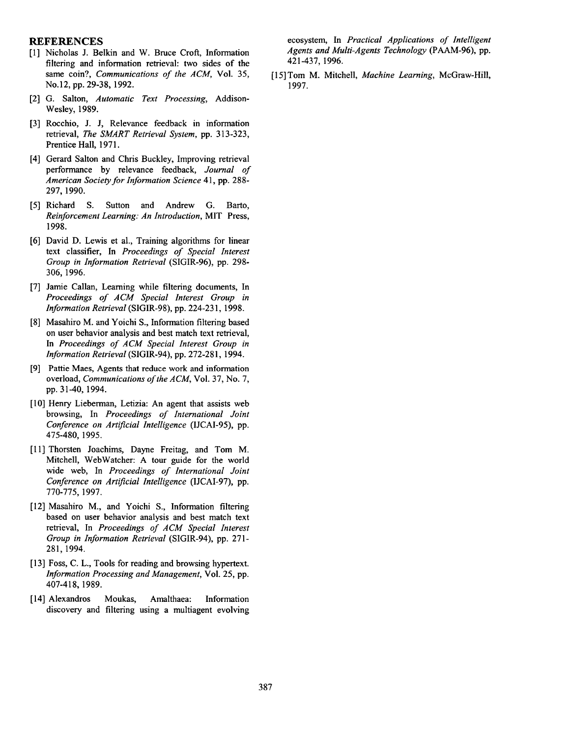## REFERENCES

[1] Nicholas J. Belkin and W. Bruce Croft, Information filtering and information retrieval: two sides of the same coin?, *Communications of the ACM*, Vol. 35, No.12, pp. 29-38, 1992.

[2] G. Salton, *Automatic Text Processing*, Addison-Wesley, 1989.

[3] Rocchio, J. J, Relevance feedback in information retrieval, *The SMART Retrieval System*, pp. 313-323, Prentice Hall, 1971.

[4] Gerard Salton and Chris Buckley, Improving retrieval performance by relevance feedback, *Journal of American Society for Information Science* 41, pp. 288-297, 1990.

[5] Richard S. Sutton and Andrew G. Barto, *Reinforcement Learning: An Introduction*, MIT Press, 1998.

[6] David D. Lewis et al., Training algorithms for linear text classifier, In *Proceedings of Special Interest Group in Information Retrieval* (SIGIR-96), pp. 298-306, 1996.

[7] Jamie Callan, Learning while filtering documents, In *Proceedings of ACM Special Interest Group in Information Retrieval* (SIGIR-98), pp. 224-231, 1998.

[8] Masahiro M. and Yoichi S., Information filtering based on user behavior analysis and best match text retrieval, In *Proceedings of ACM Special Interest Group in Information Retrieval* (SIGIR-94), pp. 272-281, 1994.

[9] Pattie Maes, Agents that reduce work and information overload, *Communications of the ACM*, Vol. 37, No. 7, pp. 31-40, 1994.

[10] Henry Lieberman, Letizia: An agent that assists web browsing, In *Proceedings of International Joint Conference on Artificial Intelligence* (IJCAI-95), pp. 475-480, 1995.

[11] Thorsten Joachims, Dayne Freitag, and Tom M. Mitchell, WebWatcher: A tour guide for the world wide web, In *Proceedings of International Joint Conference on Artificial Intelligence* (IJCAI-97), pp. 770-775, 1997.

[12] Masahiro M., and Yoichi S., Information filtering based on user behavior analysis and best match text retrieval, In *Proceedings of ACM Special Interest Group in Information Retrieval* (SIGIR-94), pp. 271-281, 1994.

[13] Foss, C. L., Tools for reading and browsing hypertext. *Information Processing and Management*, Vol. 25, pp. 407-418, 1989.

[14] Alexandros Moukas, Amalthaea: Information discovery and filtering using a multiagent evolving ecosystem, In *Practical Applications of Intelligent Agents and Multi-Agents Technology* (PAAM-96), pp. 421-437, 1996.

[15] Tom M. Mitchell, *Machine Learning*, McGraw-Hill, 1997.